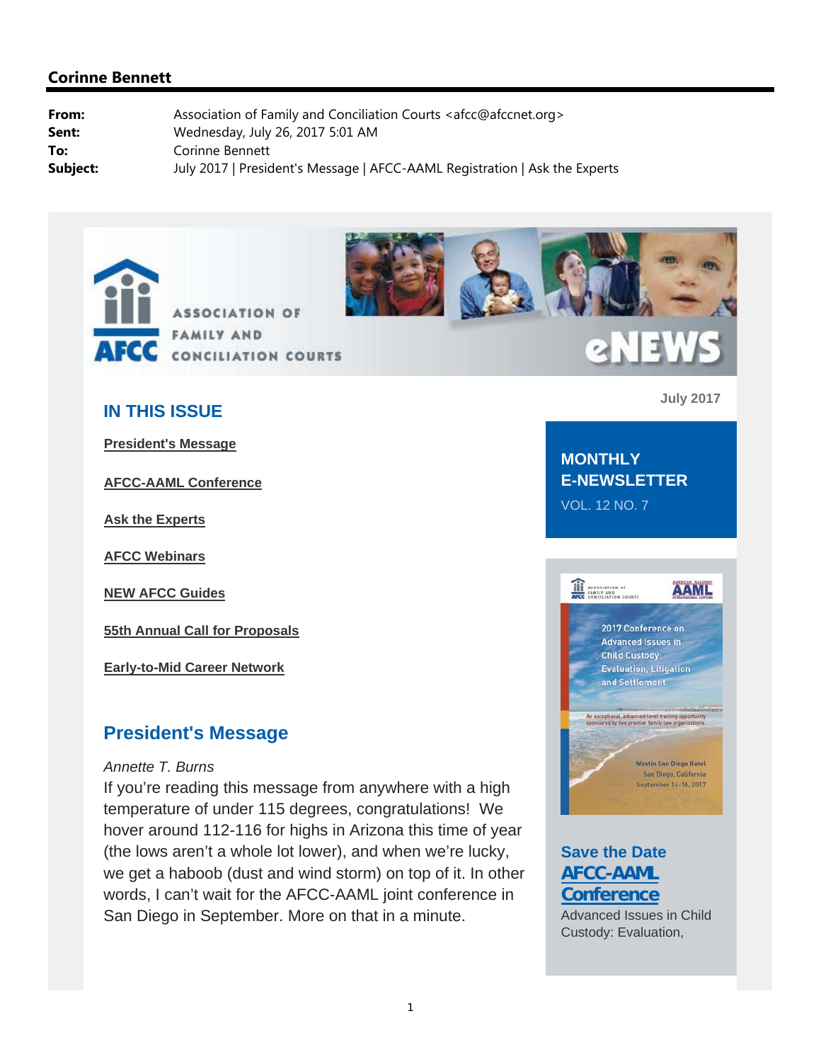**Corinne Bennett**

| | |
|---|---|
| **From:** | Association of Family and Conciliation Courts <afcc@afccnet.org> |
| **Sent:** | Wednesday, July 26, 2017 5:01 AM |
| **To:** | Corinne Bennett |
| **Subject:** | July 2017 \| President's Message \| AFCC-AAML Registration \| Ask the Experts |

AFCC ASSOCIATION OF FAMILY AND CONCILIATION COURTS

eNEWS

July 2017

## IN THIS ISSUE

**President's Message**

**AFCC-AAML Conference**

**Ask the Experts**

**AFCC Webinars**

**NEW AFCC Guides**

**55th Annual Call for Proposals**

**Early-to-Mid Career Network**

**MONTHLY E-NEWSLETTER**

VOL. 12 NO. 7

## President's Message

*Annette T. Burns*

If you're reading this message from anywhere with a high temperature of under 115 degrees, congratulations! We hover around 112-116 for highs in Arizona this time of year (the lows aren't a whole lot lower), and when we're lucky, we get a haboob (dust and wind storm) on top of it. In other words, I can't wait for the AFCC-AAML joint conference in San Diego in September. More on that in a minute.

2017 Conference on Advanced Issues in Child Custody: Evaluation, Litigation and Settlement

An exceptional, advanced-level training opportunity sponsored by two premier family law organizations.

Westin San Diego Hotel
San Diego, California
September 14-16, 2017

### Save the Date

### AFCC-AAML Conference

Advanced Issues in Child Custody: Evaluation,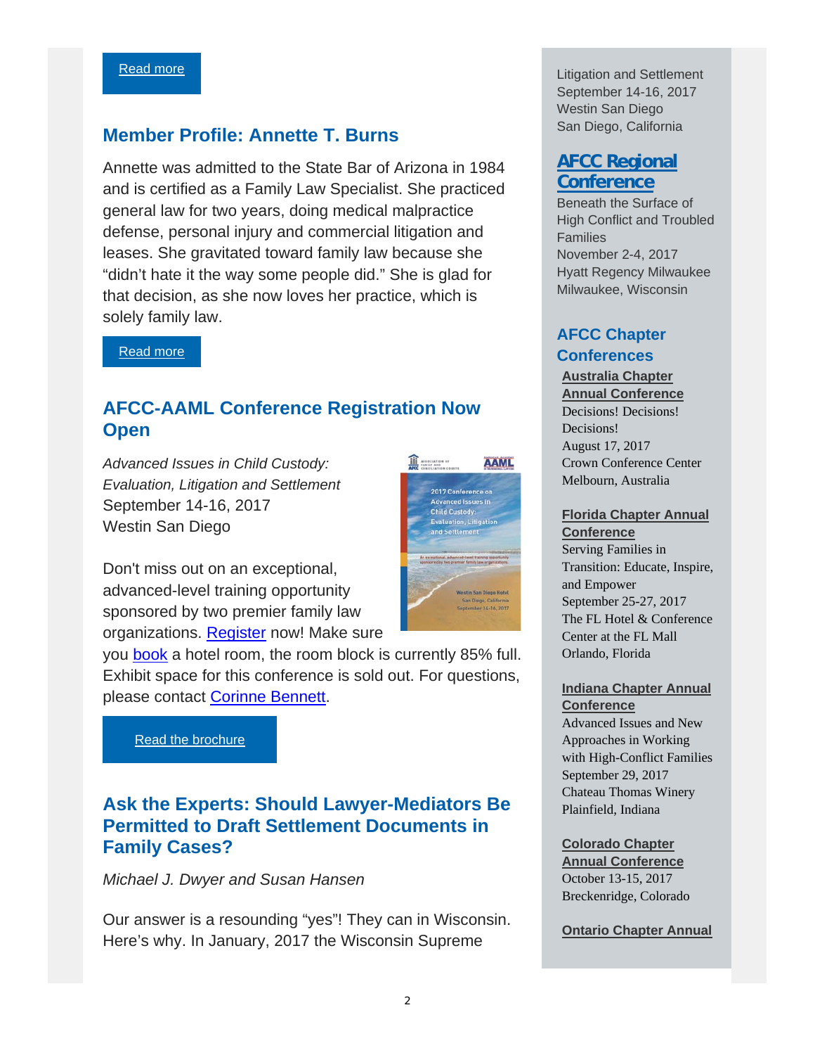[Read more]

## Member Profile: Annette T. Burns

Annette was admitted to the State Bar of Arizona in 1984 and is certified as a Family Law Specialist. She practiced general law for two years, doing medical malpractice defense, personal injury and commercial litigation and leases. She gravitated toward family law because she "didn't hate it the way some people did." She is glad for that decision, as she now loves her practice, which is solely family law.

[Read more]

## AFCC-AAML Conference Registration Now Open

*Advanced Issues in Child Custody: Evaluation, Litigation and Settlement*
September 14-16, 2017
Westin San Diego

Don't miss out on an exceptional, advanced-level training opportunity sponsored by two premier family law organizations. Register now! Make sure you book a hotel room, the room block is currently 85% full. Exhibit space for this conference is sold out. For questions, please contact Corinne Bennett.

[Read the brochure]

## Ask the Experts: Should Lawyer-Mediators Be Permitted to Draft Settlement Documents in Family Cases?

*Michael J. Dwyer and Susan Hansen*

Our answer is a resounding "yes"! They can in Wisconsin. Here's why. In January, 2017 the Wisconsin Supreme

---

Litigation and Settlement
September 14-16, 2017
Westin San Diego
San Diego, California

### AFCC Regional Conference

Beneath the Surface of High Conflict and Troubled Families
November 2-4, 2017
Hyatt Regency Milwaukee
Milwaukee, Wisconsin

### AFCC Chapter Conferences

**Australia Chapter Annual Conference**
Decisions! Decisions! Decisions!
August 17, 2017
Crown Conference Center
Melbourn, Australia

**Florida Chapter Annual Conference**
Serving Families in Transition: Educate, Inspire, and Empower
September 25-27, 2017
The FL Hotel & Conference Center at the FL Mall
Orlando, Florida

**Indiana Chapter Annual Conference**
Advanced Issues and New Approaches in Working with High-Conflict Families
September 29, 2017
Chateau Thomas Winery
Plainfield, Indiana

**Colorado Chapter Annual Conference**
October 13-15, 2017
Breckenridge, Colorado

**Ontario Chapter Annual**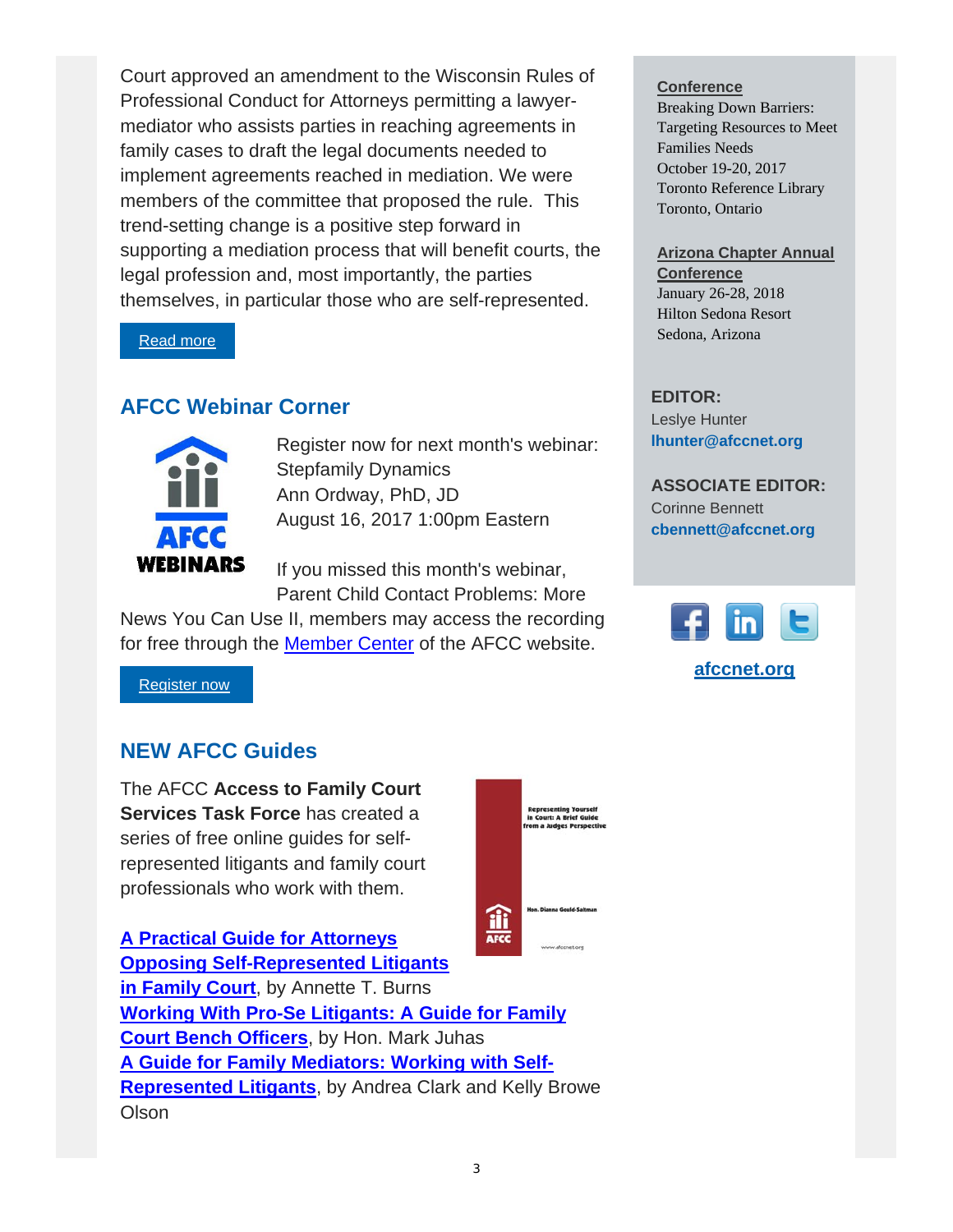Court approved an amendment to the Wisconsin Rules of Professional Conduct for Attorneys permitting a lawyer-mediator who assists parties in reaching agreements in family cases to draft the legal documents needed to implement agreements reached in mediation. We were members of the committee that proposed the rule. This trend-setting change is a positive step forward in supporting a mediation process that will benefit courts, the legal profession and, most importantly, the parties themselves, in particular those who are self-represented.

Read more

## AFCC Webinar Corner

Register now for next month's webinar:
Stepfamily Dynamics
Ann Ordway, PhD, JD
August 16, 2017 1:00pm Eastern

If you missed this month's webinar, Parent Child Contact Problems: More News You Can Use II, members may access the recording for free through the Member Center of the AFCC website.

Register now

## NEW AFCC Guides

The AFCC **Access to Family Court Services Task Force** has created a series of free online guides for self-represented litigants and family court professionals who work with them.

**A Practical Guide for Attorneys Opposing Self-Represented Litigants in Family Court**, by Annette T. Burns
**Working With Pro-Se Litigants: A Guide for Family Court Bench Officers**, by Hon. Mark Juhas
**A Guide for Family Mediators: Working with Self-Represented Litigants**, by Andrea Clark and Kelly Browe Olson

**Conference**
Breaking Down Barriers: Targeting Resources to Meet Families Needs
October 19-20, 2017
Toronto Reference Library
Toronto, Ontario

**Arizona Chapter Annual Conference**
January 26-28, 2018
Hilton Sedona Resort
Sedona, Arizona

**EDITOR:**
Leslye Hunter
**lhunter@afccnet.org**

**ASSOCIATE EDITOR:**
Corinne Bennett
**cbennett@afccnet.org**

**afccnet.org**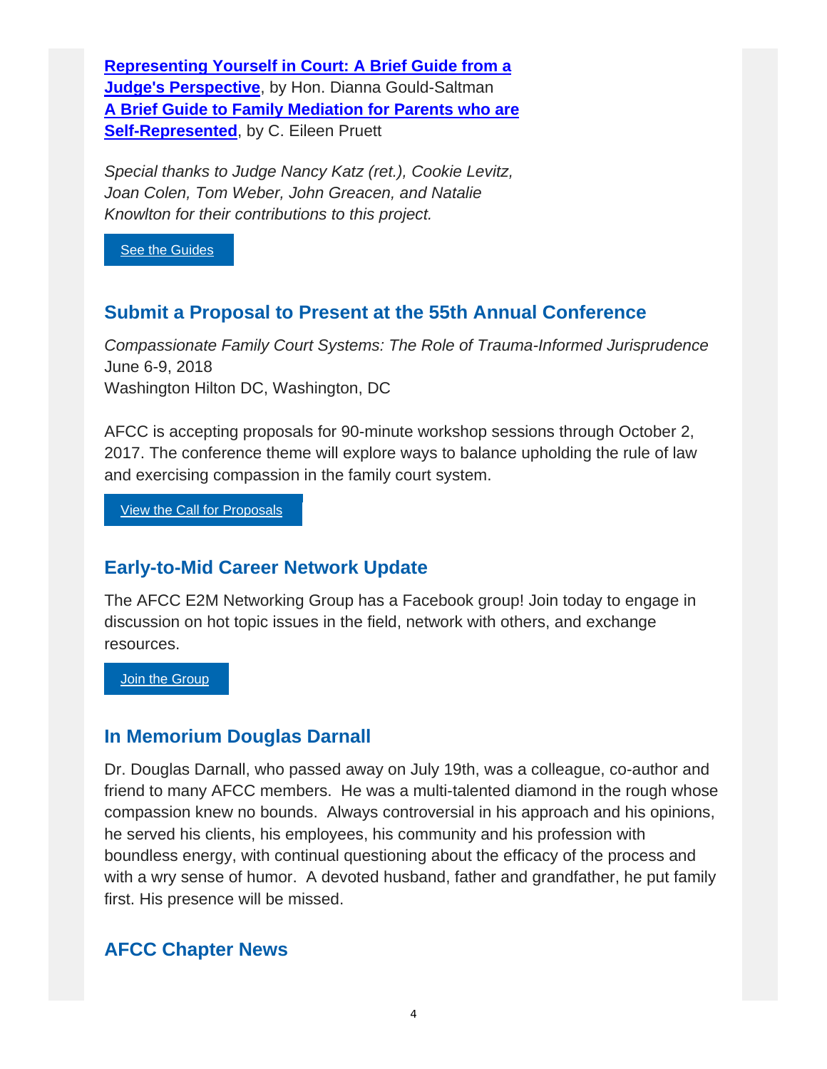**Representing Yourself in Court: A Brief Guide from a Judge's Perspective**, by Hon. Dianna Gould-Saltman
**A Brief Guide to Family Mediation for Parents who are Self-Represented**, by C. Eileen Pruett

*Special thanks to Judge Nancy Katz (ret.), Cookie Levitz, Joan Colen, Tom Weber, John Greacen, and Natalie Knowlton for their contributions to this project.*

See the Guides

## Submit a Proposal to Present at the 55th Annual Conference

*Compassionate Family Court Systems: The Role of Trauma-Informed Jurisprudence*
June 6-9, 2018
Washington Hilton DC, Washington, DC

AFCC is accepting proposals for 90-minute workshop sessions through October 2, 2017. The conference theme will explore ways to balance upholding the rule of law and exercising compassion in the family court system.

View the Call for Proposals

## Early-to-Mid Career Network Update

The AFCC E2M Networking Group has a Facebook group! Join today to engage in discussion on hot topic issues in the field, network with others, and exchange resources.

Join the Group

## In Memorium Douglas Darnall

Dr. Douglas Darnall, who passed away on July 19th, was a colleague, co-author and friend to many AFCC members. He was a multi-talented diamond in the rough whose compassion knew no bounds. Always controversial in his approach and his opinions, he served his clients, his employees, his community and his profession with boundless energy, with continual questioning about the efficacy of the process and with a wry sense of humor. A devoted husband, father and grandfather, he put family first. His presence will be missed.

## AFCC Chapter News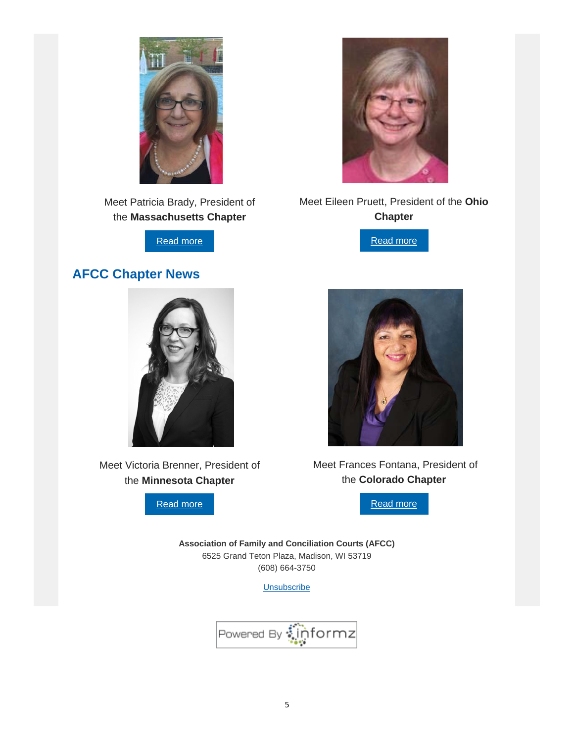Meet Patricia Brady, President of the **Massachusetts Chapter**

Read more

Meet Eileen Pruett, President of the **Ohio Chapter**

Read more

## AFCC Chapter News

Meet Victoria Brenner, President of the **Minnesota Chapter**

Read more

Meet Frances Fontana, President of the **Colorado Chapter**

Read more

**Association of Family and Conciliation Courts (AFCC)**
6525 Grand Teton Plaza, Madison, WI 53719
(608) 664-3750

Unsubscribe

Powered By informz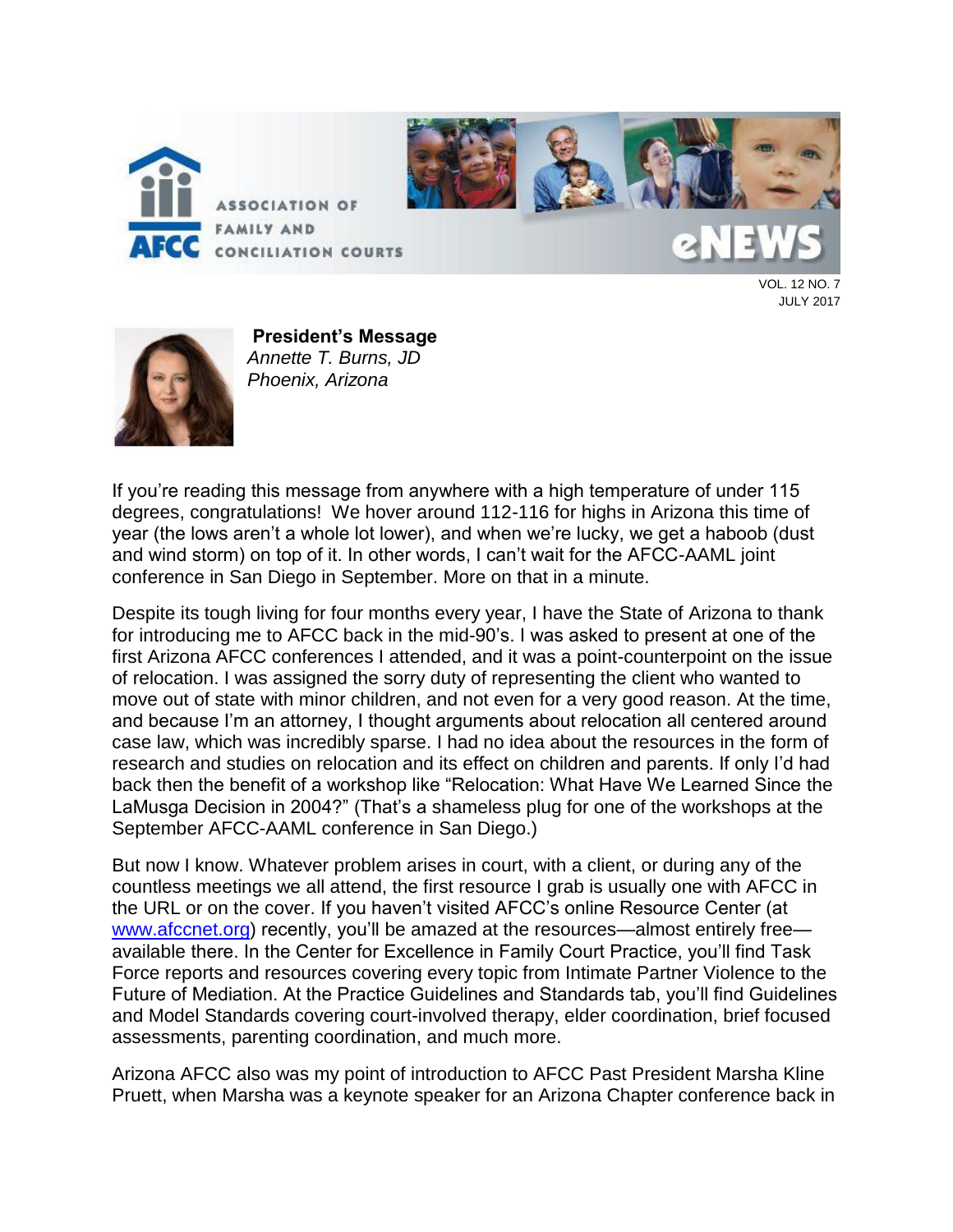VOL. 12 NO. 7
JULY 2017

**President's Message**
*Annette T. Burns, JD*
*Phoenix, Arizona*

If you're reading this message from anywhere with a high temperature of under 115 degrees, congratulations! We hover around 112-116 for highs in Arizona this time of year (the lows aren't a whole lot lower), and when we're lucky, we get a haboob (dust and wind storm) on top of it. In other words, I can't wait for the AFCC-AAML joint conference in San Diego in September. More on that in a minute.

Despite its tough living for four months every year, I have the State of Arizona to thank for introducing me to AFCC back in the mid-90's. I was asked to present at one of the first Arizona AFCC conferences I attended, and it was a point-counterpoint on the issue of relocation. I was assigned the sorry duty of representing the client who wanted to move out of state with minor children, and not even for a very good reason. At the time, and because I'm an attorney, I thought arguments about relocation all centered around case law, which was incredibly sparse. I had no idea about the resources in the form of research and studies on relocation and its effect on children and parents. If only I'd had back then the benefit of a workshop like "Relocation: What Have We Learned Since the LaMusga Decision in 2004?" (That's a shameless plug for one of the workshops at the September AFCC-AAML conference in San Diego.)

But now I know. Whatever problem arises in court, with a client, or during any of the countless meetings we all attend, the first resource I grab is usually one with AFCC in the URL or on the cover. If you haven't visited AFCC's online Resource Center (at [www.afccnet.org](http://www.afccnet.org)) recently, you'll be amazed at the resources—almost entirely free—available there. In the Center for Excellence in Family Court Practice, you'll find Task Force reports and resources covering every topic from Intimate Partner Violence to the Future of Mediation. At the Practice Guidelines and Standards tab, you'll find Guidelines and Model Standards covering court-involved therapy, elder coordination, brief focused assessments, parenting coordination, and much more.

Arizona AFCC also was my point of introduction to AFCC Past President Marsha Kline Pruett, when Marsha was a keynote speaker for an Arizona Chapter conference back in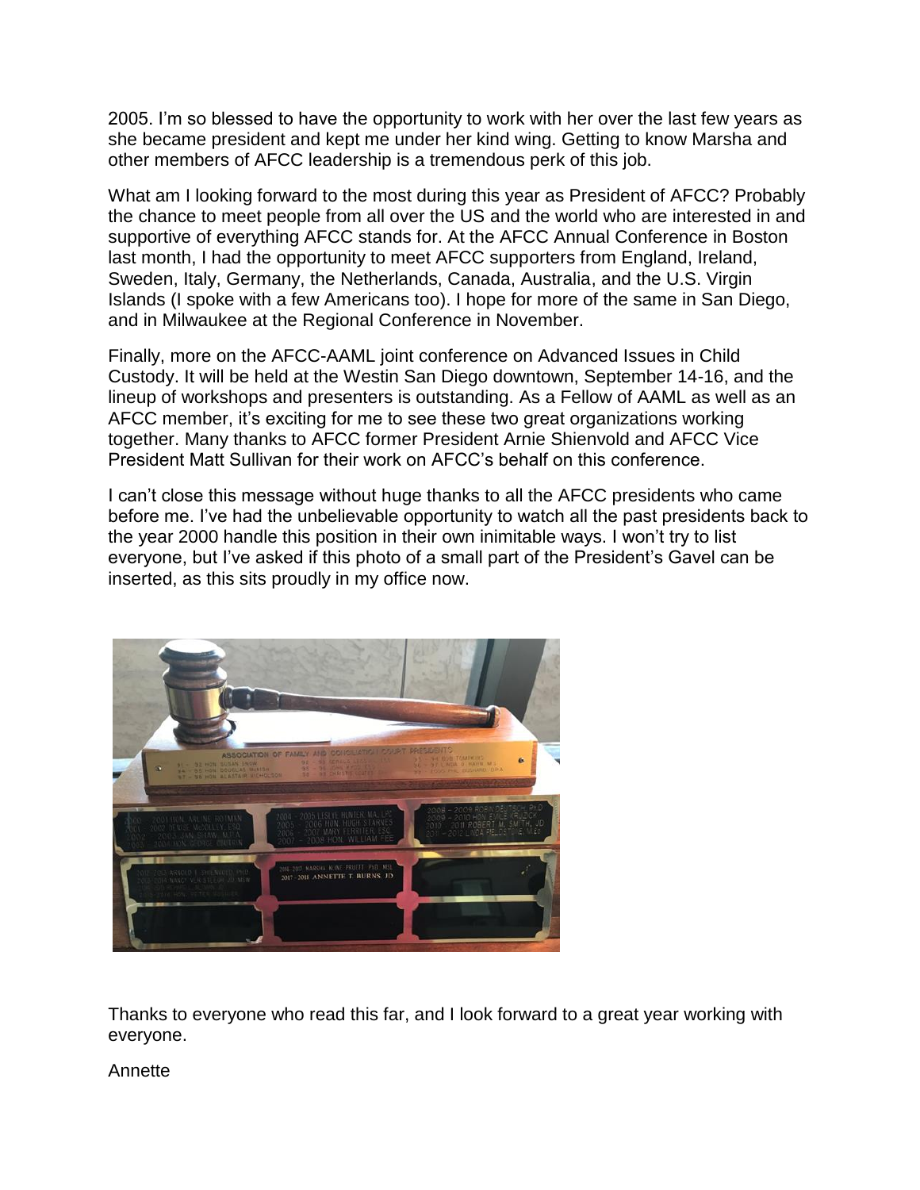2005. I'm so blessed to have the opportunity to work with her over the last few years as she became president and kept me under her kind wing. Getting to know Marsha and other members of AFCC leadership is a tremendous perk of this job.

What am I looking forward to the most during this year as President of AFCC? Probably the chance to meet people from all over the US and the world who are interested in and supportive of everything AFCC stands for. At the AFCC Annual Conference in Boston last month, I had the opportunity to meet AFCC supporters from England, Ireland, Sweden, Italy, Germany, the Netherlands, Canada, Australia, and the U.S. Virgin Islands (I spoke with a few Americans too). I hope for more of the same in San Diego, and in Milwaukee at the Regional Conference in November.

Finally, more on the AFCC-AAML joint conference on Advanced Issues in Child Custody. It will be held at the Westin San Diego downtown, September 14-16, and the lineup of workshops and presenters is outstanding. As a Fellow of AAML as well as an AFCC member, it's exciting for me to see these two great organizations working together. Many thanks to AFCC former President Arnie Shienvold and AFCC Vice President Matt Sullivan for their work on AFCC's behalf on this conference.

I can't close this message without huge thanks to all the AFCC presidents who came before me. I've had the unbelievable opportunity to watch all the past presidents back to the year 2000 handle this position in their own inimitable ways. I won't try to list everyone, but I've asked if this photo of a small part of the President's Gavel can be inserted, as this sits proudly in my office now.

Thanks to everyone who read this far, and I look forward to a great year working with everyone.

Annette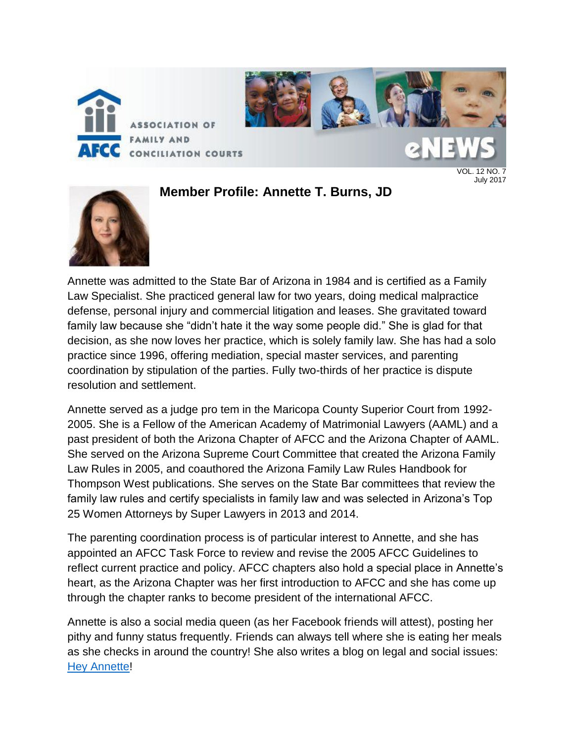## Member Profile: Annette T. Burns, JD

Annette was admitted to the State Bar of Arizona in 1984 and is certified as a Family Law Specialist. She practiced general law for two years, doing medical malpractice defense, personal injury and commercial litigation and leases. She gravitated toward family law because she "didn't hate it the way some people did." She is glad for that decision, as she now loves her practice, which is solely family law. She has had a solo practice since 1996, offering mediation, special master services, and parenting coordination by stipulation of the parties. Fully two-thirds of her practice is dispute resolution and settlement.

Annette served as a judge pro tem in the Maricopa County Superior Court from 1992-2005. She is a Fellow of the American Academy of Matrimonial Lawyers (AAML) and a past president of both the Arizona Chapter of AFCC and the Arizona Chapter of AAML. She served on the Arizona Supreme Court Committee that created the Arizona Family Law Rules in 2005, and coauthored the Arizona Family Law Rules Handbook for Thompson West publications. She serves on the State Bar committees that review the family law rules and certify specialists in family law and was selected in Arizona's Top 25 Women Attorneys by Super Lawyers in 2013 and 2014.

The parenting coordination process is of particular interest to Annette, and she has appointed an AFCC Task Force to review and revise the 2005 AFCC Guidelines to reflect current practice and policy. AFCC chapters also hold a special place in Annette's heart, as the Arizona Chapter was her first introduction to AFCC and she has come up through the chapter ranks to become president of the international AFCC.

Annette is also a social media queen (as her Facebook friends will attest), posting her pithy and funny status frequently. Friends can always tell where she is eating her meals as she checks in around the country! She also writes a blog on legal and social issues: Hey Annette!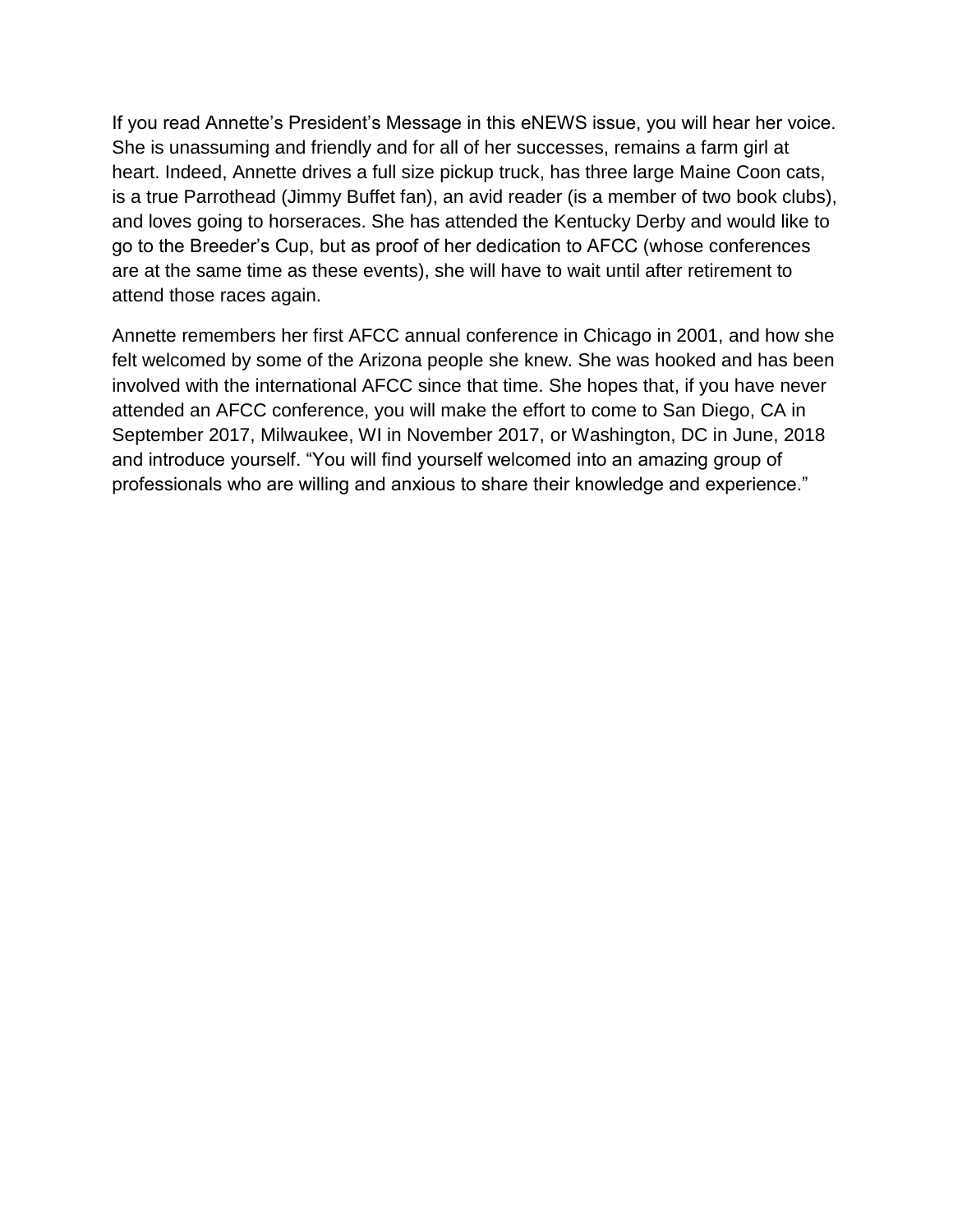If you read Annette's President's Message in this eNEWS issue, you will hear her voice. She is unassuming and friendly and for all of her successes, remains a farm girl at heart. Indeed, Annette drives a full size pickup truck, has three large Maine Coon cats, is a true Parrothead (Jimmy Buffet fan), an avid reader (is a member of two book clubs), and loves going to horseraces. She has attended the Kentucky Derby and would like to go to the Breeder's Cup, but as proof of her dedication to AFCC (whose conferences are at the same time as these events), she will have to wait until after retirement to attend those races again.

Annette remembers her first AFCC annual conference in Chicago in 2001, and how she felt welcomed by some of the Arizona people she knew. She was hooked and has been involved with the international AFCC since that time. She hopes that, if you have never attended an AFCC conference, you will make the effort to come to San Diego, CA in September 2017, Milwaukee, WI in November 2017, or Washington, DC in June, 2018 and introduce yourself. "You will find yourself welcomed into an amazing group of professionals who are willing and anxious to share their knowledge and experience."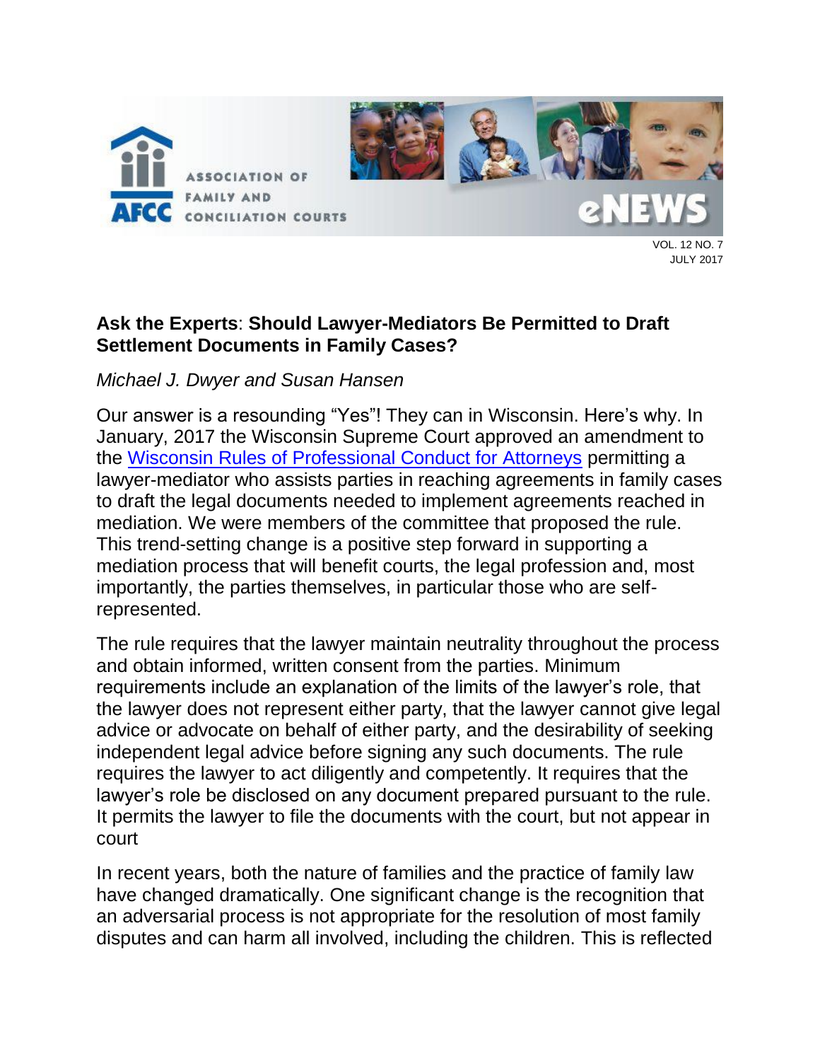## Ask the Experts: Should Lawyer-Mediators Be Permitted to Draft Settlement Documents in Family Cases?

*Michael J. Dwyer and Susan Hansen*

Our answer is a resounding "Yes"! They can in Wisconsin. Here's why. In January, 2017 the Wisconsin Supreme Court approved an amendment to the Wisconsin Rules of Professional Conduct for Attorneys permitting a lawyer-mediator who assists parties in reaching agreements in family cases to draft the legal documents needed to implement agreements reached in mediation. We were members of the committee that proposed the rule. This trend-setting change is a positive step forward in supporting a mediation process that will benefit courts, the legal profession and, most importantly, the parties themselves, in particular those who are self-represented.

The rule requires that the lawyer maintain neutrality throughout the process and obtain informed, written consent from the parties. Minimum requirements include an explanation of the limits of the lawyer's role, that the lawyer does not represent either party, that the lawyer cannot give legal advice or advocate on behalf of either party, and the desirability of seeking independent legal advice before signing any such documents. The rule requires the lawyer to act diligently and competently. It requires that the lawyer's role be disclosed on any document prepared pursuant to the rule. It permits the lawyer to file the documents with the court, but not appear in court

In recent years, both the nature of families and the practice of family law have changed dramatically. One significant change is the recognition that an adversarial process is not appropriate for the resolution of most family disputes and can harm all involved, including the children. This is reflected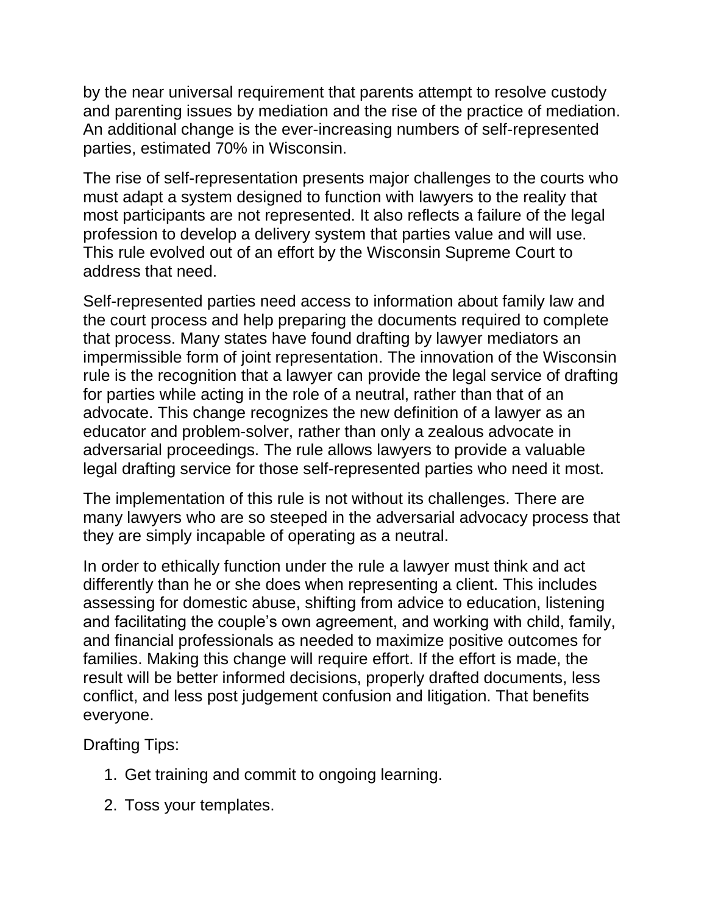by the near universal requirement that parents attempt to resolve custody and parenting issues by mediation and the rise of the practice of mediation. An additional change is the ever-increasing numbers of self-represented parties, estimated 70% in Wisconsin.

The rise of self-representation presents major challenges to the courts who must adapt a system designed to function with lawyers to the reality that most participants are not represented. It also reflects a failure of the legal profession to develop a delivery system that parties value and will use. This rule evolved out of an effort by the Wisconsin Supreme Court to address that need.

Self-represented parties need access to information about family law and the court process and help preparing the documents required to complete that process. Many states have found drafting by lawyer mediators an impermissible form of joint representation. The innovation of the Wisconsin rule is the recognition that a lawyer can provide the legal service of drafting for parties while acting in the role of a neutral, rather than that of an advocate. This change recognizes the new definition of a lawyer as an educator and problem-solver, rather than only a zealous advocate in adversarial proceedings. The rule allows lawyers to provide a valuable legal drafting service for those self-represented parties who need it most.

The implementation of this rule is not without its challenges. There are many lawyers who are so steeped in the adversarial advocacy process that they are simply incapable of operating as a neutral.

In order to ethically function under the rule a lawyer must think and act differently than he or she does when representing a client. This includes assessing for domestic abuse, shifting from advice to education, listening and facilitating the couple's own agreement, and working with child, family, and financial professionals as needed to maximize positive outcomes for families. Making this change will require effort. If the effort is made, the result will be better informed decisions, properly drafted documents, less conflict, and less post judgement confusion and litigation. That benefits everyone.

Drafting Tips:

1. Get training and commit to ongoing learning.
2. Toss your templates.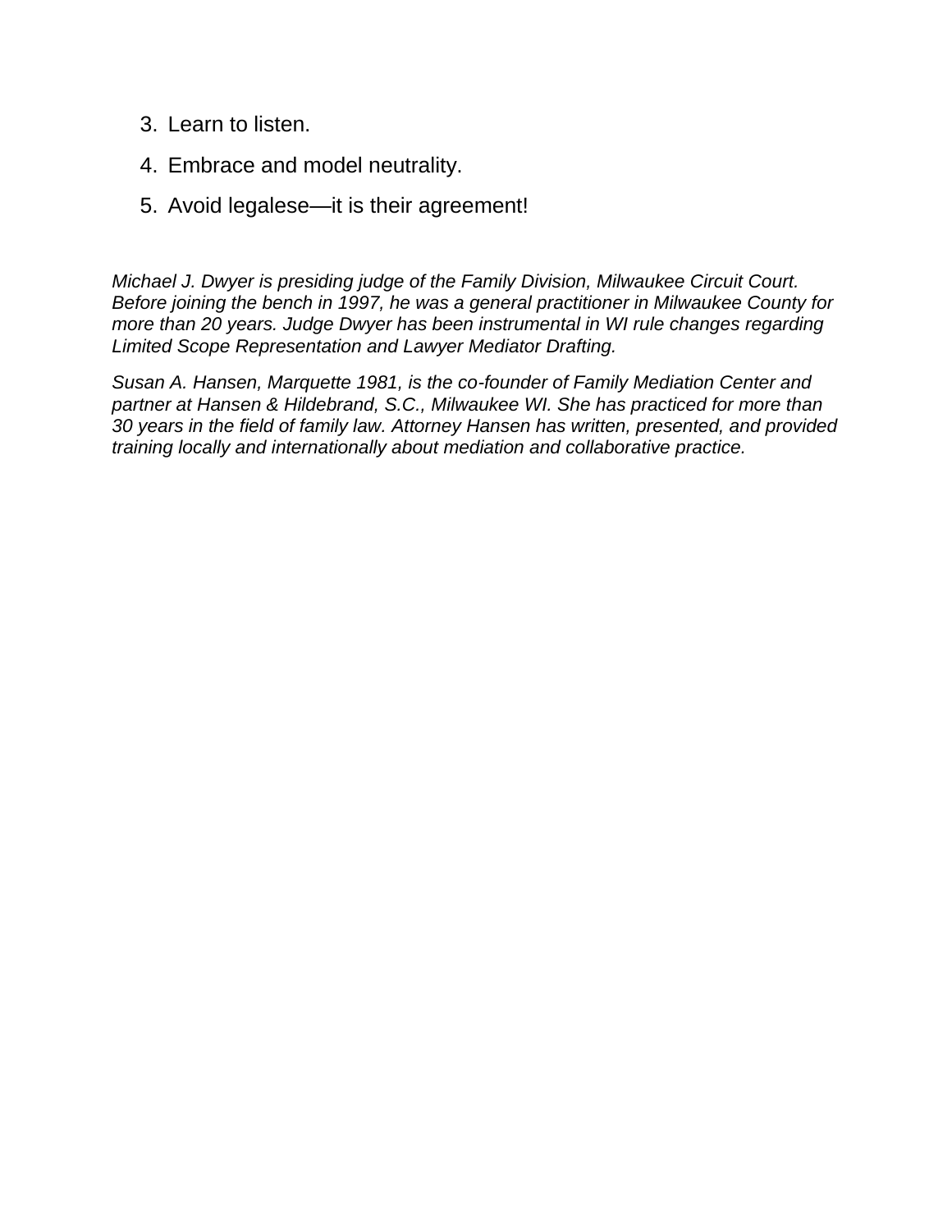3. Learn to listen.
4. Embrace and model neutrality.
5. Avoid legalese—it is their agreement!

*Michael J. Dwyer is presiding judge of the Family Division, Milwaukee Circuit Court. Before joining the bench in 1997, he was a general practitioner in Milwaukee County for more than 20 years. Judge Dwyer has been instrumental in WI rule changes regarding Limited Scope Representation and Lawyer Mediator Drafting.*

*Susan A. Hansen, Marquette 1981, is the co-founder of Family Mediation Center and partner at Hansen & Hildebrand, S.C., Milwaukee WI. She has practiced for more than 30 years in the field of family law. Attorney Hansen has written, presented, and provided training locally and internationally about mediation and collaborative practice.*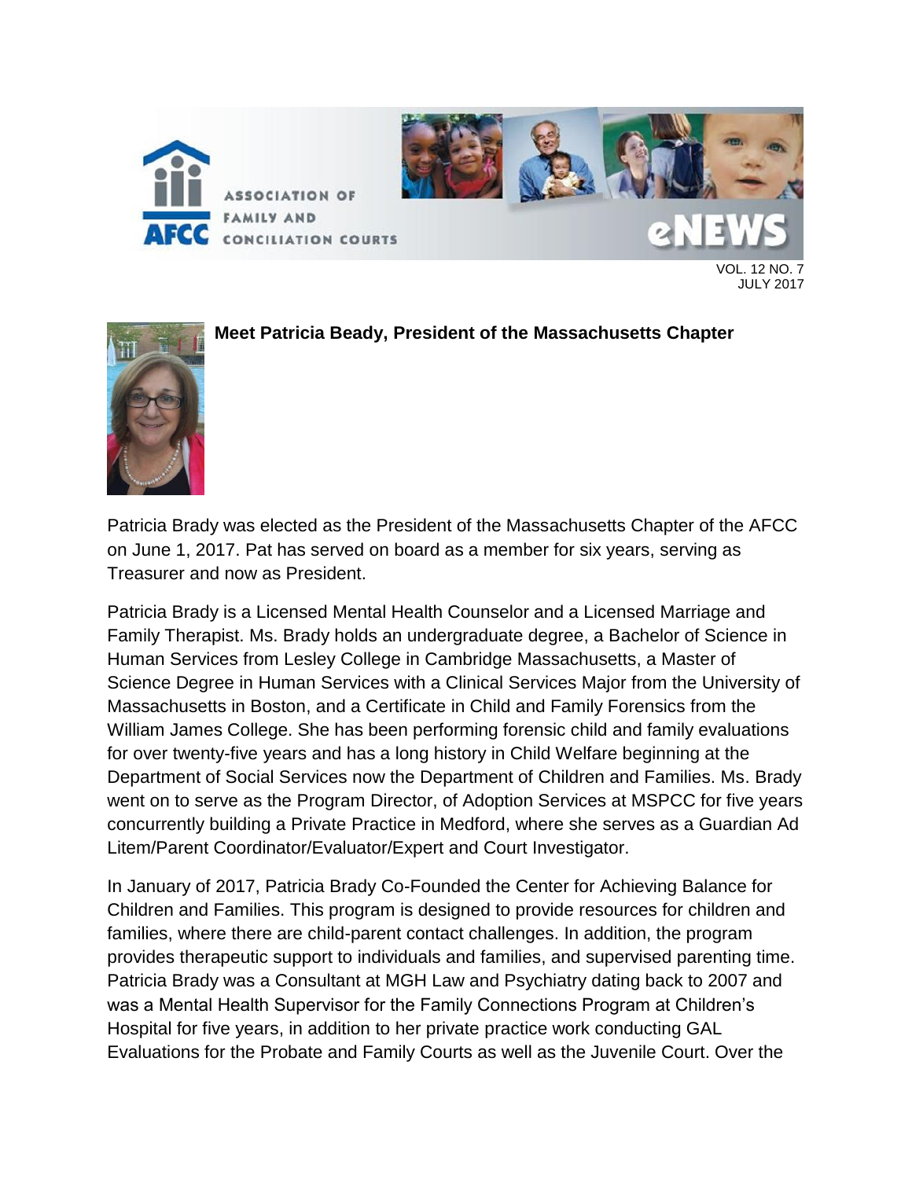### Meet Patricia Beady, President of the Massachusetts Chapter

Patricia Brady was elected as the President of the Massachusetts Chapter of the AFCC on June 1, 2017. Pat has served on board as a member for six years, serving as Treasurer and now as President.

Patricia Brady is a Licensed Mental Health Counselor and a Licensed Marriage and Family Therapist. Ms. Brady holds an undergraduate degree, a Bachelor of Science in Human Services from Lesley College in Cambridge Massachusetts, a Master of Science Degree in Human Services with a Clinical Services Major from the University of Massachusetts in Boston, and a Certificate in Child and Family Forensics from the William James College. She has been performing forensic child and family evaluations for over twenty-five years and has a long history in Child Welfare beginning at the Department of Social Services now the Department of Children and Families. Ms. Brady went on to serve as the Program Director, of Adoption Services at MSPCC for five years concurrently building a Private Practice in Medford, where she serves as a Guardian Ad Litem/Parent Coordinator/Evaluator/Expert and Court Investigator.

In January of 2017, Patricia Brady Co-Founded the Center for Achieving Balance for Children and Families. This program is designed to provide resources for children and families, where there are child-parent contact challenges. In addition, the program provides therapeutic support to individuals and families, and supervised parenting time. Patricia Brady was a Consultant at MGH Law and Psychiatry dating back to 2007 and was a Mental Health Supervisor for the Family Connections Program at Children's Hospital for five years, in addition to her private practice work conducting GAL Evaluations for the Probate and Family Courts as well as the Juvenile Court. Over the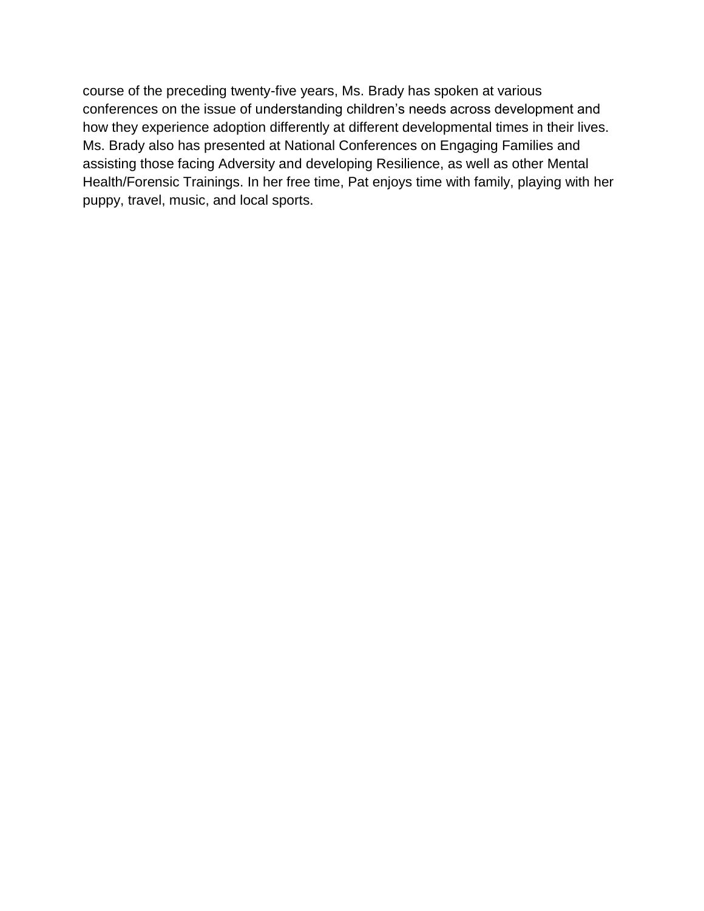course of the preceding twenty-five years, Ms. Brady has spoken at various conferences on the issue of understanding children's needs across development and how they experience adoption differently at different developmental times in their lives. Ms. Brady also has presented at National Conferences on Engaging Families and assisting those facing Adversity and developing Resilience, as well as other Mental Health/Forensic Trainings. In her free time, Pat enjoys time with family, playing with her puppy, travel, music, and local sports.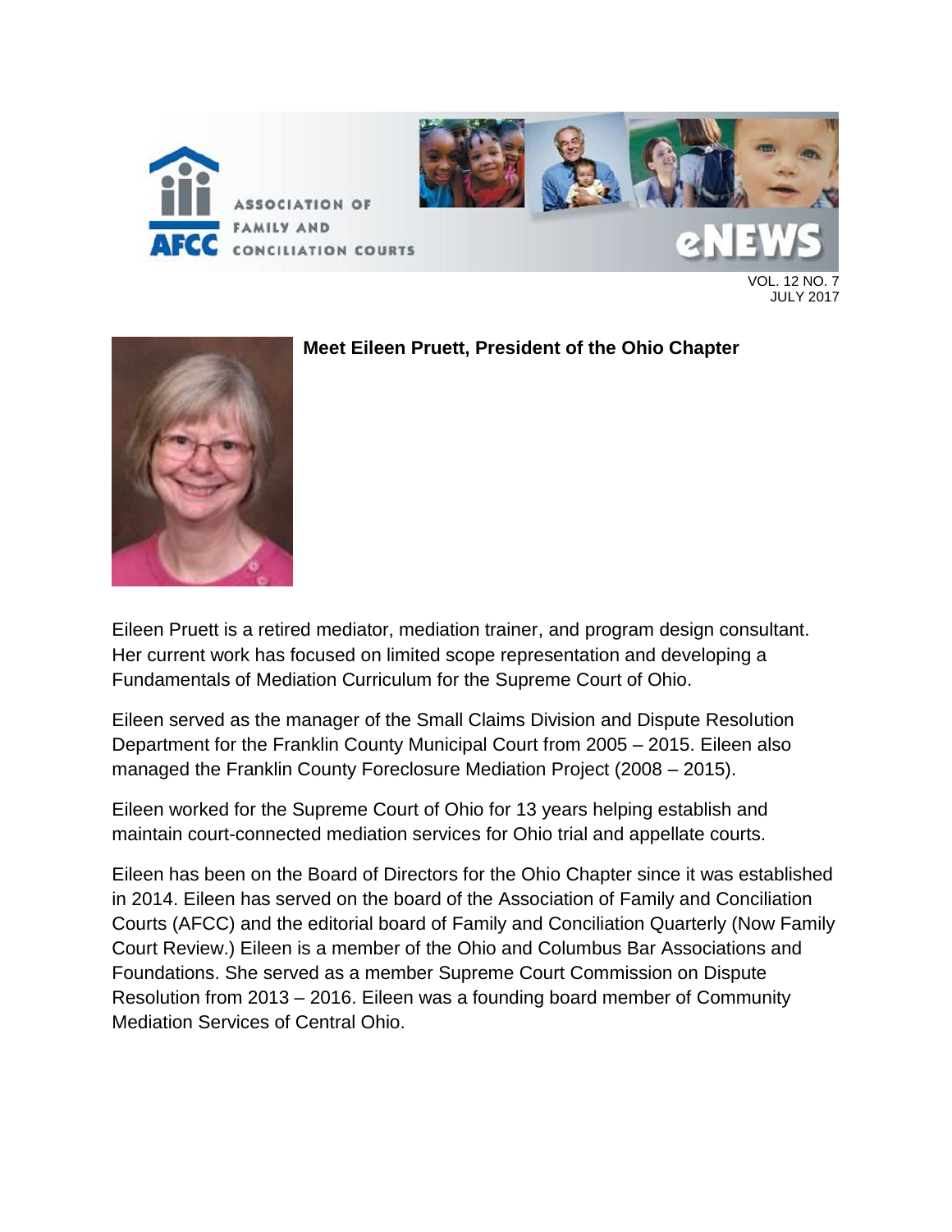## Meet Eileen Pruett, President of the Ohio Chapter

Eileen Pruett is a retired mediator, mediation trainer, and program design consultant. Her current work has focused on limited scope representation and developing a Fundamentals of Mediation Curriculum for the Supreme Court of Ohio.

Eileen served as the manager of the Small Claims Division and Dispute Resolution Department for the Franklin County Municipal Court from 2005 – 2015. Eileen also managed the Franklin County Foreclosure Mediation Project (2008 – 2015).

Eileen worked for the Supreme Court of Ohio for 13 years helping establish and maintain court-connected mediation services for Ohio trial and appellate courts.

Eileen has been on the Board of Directors for the Ohio Chapter since it was established in 2014. Eileen has served on the board of the Association of Family and Conciliation Courts (AFCC) and the editorial board of Family and Conciliation Quarterly (Now Family Court Review.) Eileen is a member of the Ohio and Columbus Bar Associations and Foundations. She served as a member Supreme Court Commission on Dispute Resolution from 2013 – 2016. Eileen was a founding board member of Community Mediation Services of Central Ohio.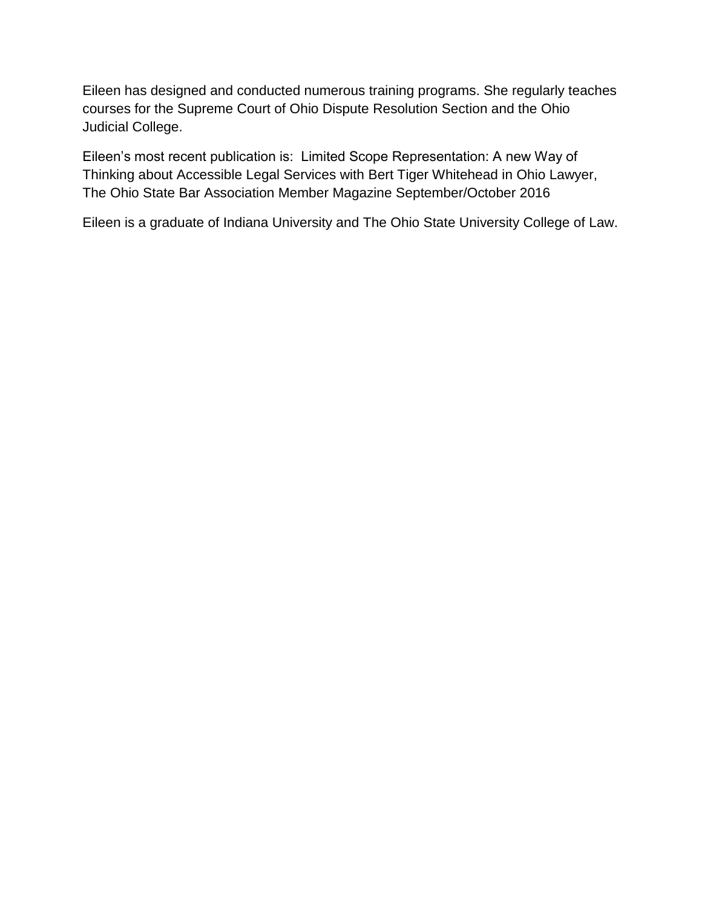Eileen has designed and conducted numerous training programs. She regularly teaches courses for the Supreme Court of Ohio Dispute Resolution Section and the Ohio Judicial College.

Eileen's most recent publication is: Limited Scope Representation: A new Way of Thinking about Accessible Legal Services with Bert Tiger Whitehead in Ohio Lawyer, The Ohio State Bar Association Member Magazine September/October 2016

Eileen is a graduate of Indiana University and The Ohio State University College of Law.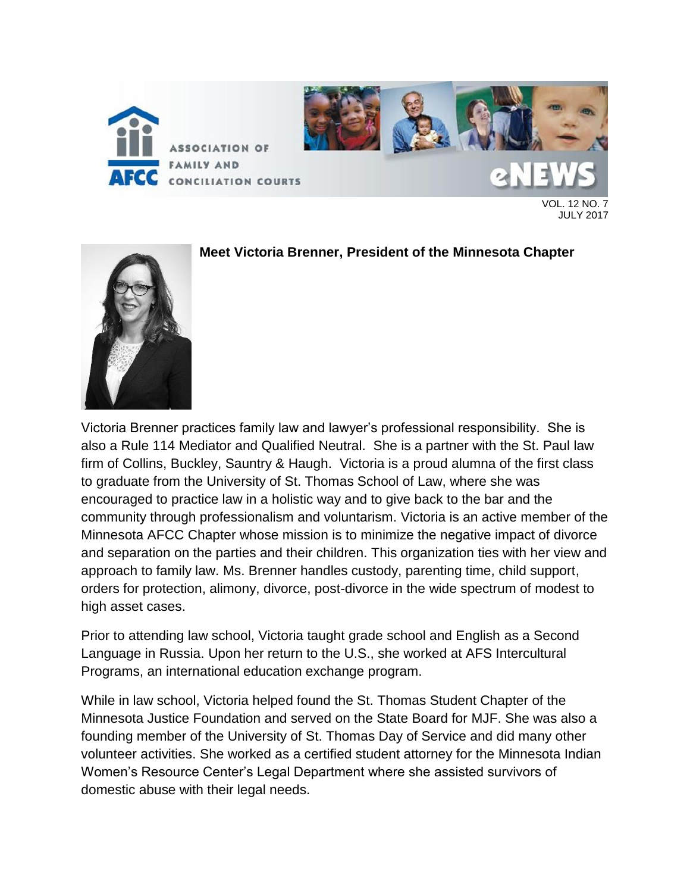## Meet Victoria Brenner, President of the Minnesota Chapter

Victoria Brenner practices family law and lawyer's professional responsibility. She is also a Rule 114 Mediator and Qualified Neutral. She is a partner with the St. Paul law firm of Collins, Buckley, Sauntry & Haugh. Victoria is a proud alumna of the first class to graduate from the University of St. Thomas School of Law, where she was encouraged to practice law in a holistic way and to give back to the bar and the community through professionalism and voluntarism. Victoria is an active member of the Minnesota AFCC Chapter whose mission is to minimize the negative impact of divorce and separation on the parties and their children. This organization ties with her view and approach to family law. Ms. Brenner handles custody, parenting time, child support, orders for protection, alimony, divorce, post-divorce in the wide spectrum of modest to high asset cases.

Prior to attending law school, Victoria taught grade school and English as a Second Language in Russia. Upon her return to the U.S., she worked at AFS Intercultural Programs, an international education exchange program.

While in law school, Victoria helped found the St. Thomas Student Chapter of the Minnesota Justice Foundation and served on the State Board for MJF. She was also a founding member of the University of St. Thomas Day of Service and did many other volunteer activities. She worked as a certified student attorney for the Minnesota Indian Women's Resource Center's Legal Department where she assisted survivors of domestic abuse with their legal needs.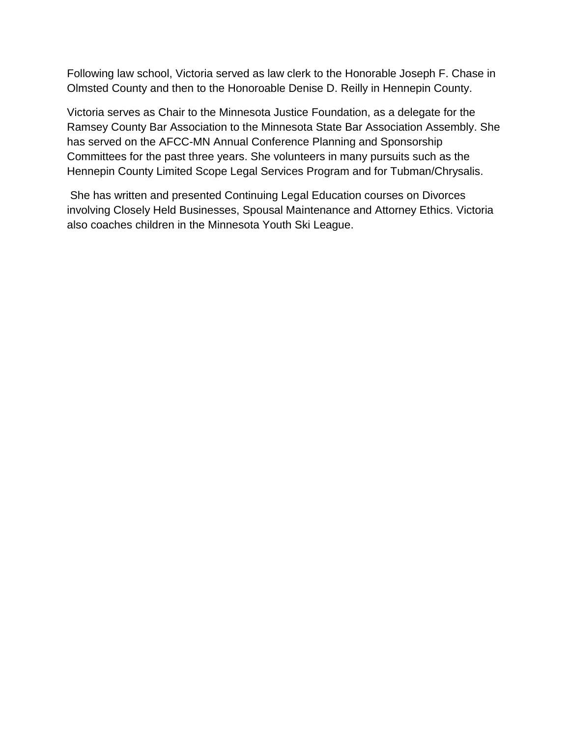Following law school, Victoria served as law clerk to the Honorable Joseph F. Chase in Olmsted County and then to the Honoroable Denise D. Reilly in Hennepin County.

Victoria serves as Chair to the Minnesota Justice Foundation, as a delegate for the Ramsey County Bar Association to the Minnesota State Bar Association Assembly. She has served on the AFCC-MN Annual Conference Planning and Sponsorship Committees for the past three years. She volunteers in many pursuits such as the Hennepin County Limited Scope Legal Services Program and for Tubman/Chrysalis.

She has written and presented Continuing Legal Education courses on Divorces involving Closely Held Businesses, Spousal Maintenance and Attorney Ethics. Victoria also coaches children in the Minnesota Youth Ski League.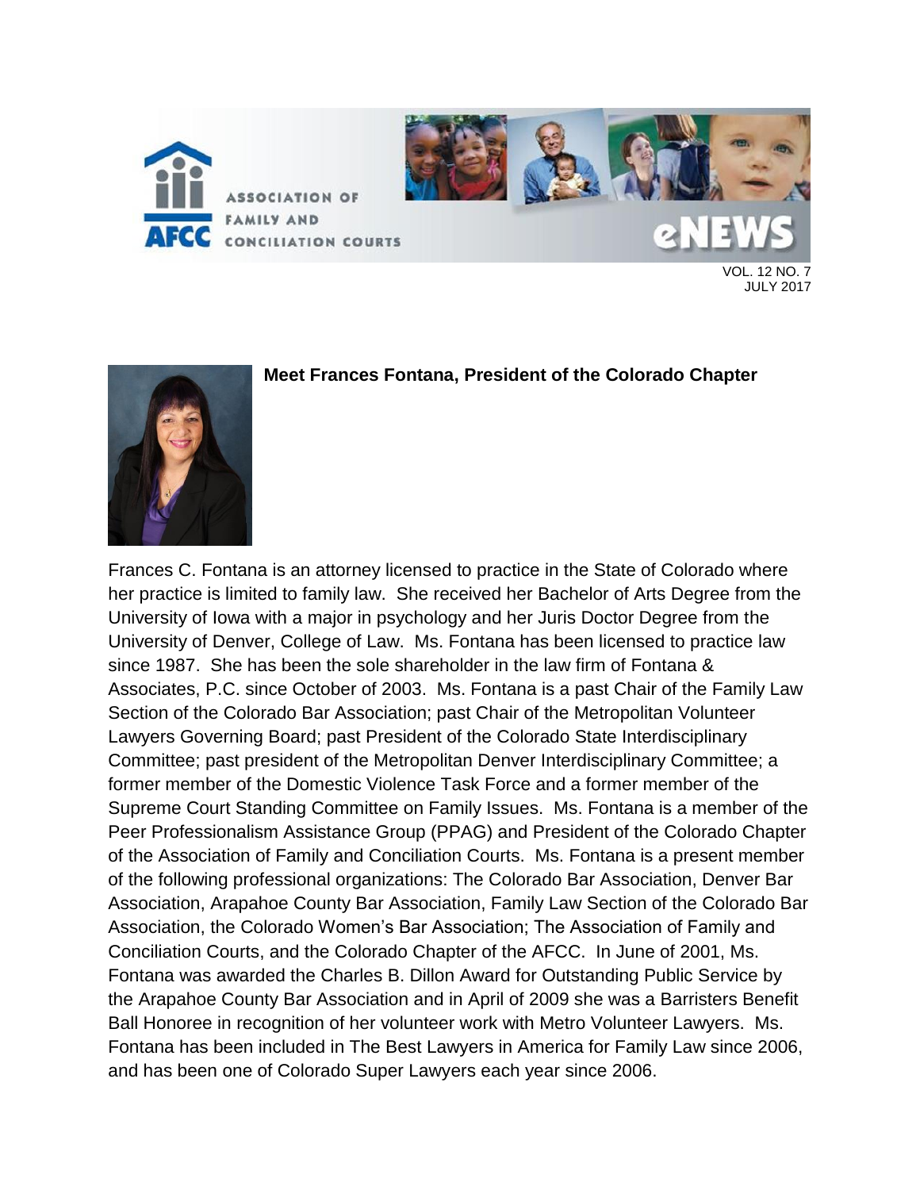**Meet Frances Fontana, President of the Colorado Chapter**

Frances C. Fontana is an attorney licensed to practice in the State of Colorado where her practice is limited to family law. She received her Bachelor of Arts Degree from the University of Iowa with a major in psychology and her Juris Doctor Degree from the University of Denver, College of Law. Ms. Fontana has been licensed to practice law since 1987. She has been the sole shareholder in the law firm of Fontana & Associates, P.C. since October of 2003. Ms. Fontana is a past Chair of the Family Law Section of the Colorado Bar Association; past Chair of the Metropolitan Volunteer Lawyers Governing Board; past President of the Colorado State Interdisciplinary Committee; past president of the Metropolitan Denver Interdisciplinary Committee; a former member of the Domestic Violence Task Force and a former member of the Supreme Court Standing Committee on Family Issues. Ms. Fontana is a member of the Peer Professionalism Assistance Group (PPAG) and President of the Colorado Chapter of the Association of Family and Conciliation Courts. Ms. Fontana is a present member of the following professional organizations: The Colorado Bar Association, Denver Bar Association, Arapahoe County Bar Association, Family Law Section of the Colorado Bar Association, the Colorado Women's Bar Association; The Association of Family and Conciliation Courts, and the Colorado Chapter of the AFCC. In June of 2001, Ms. Fontana was awarded the Charles B. Dillon Award for Outstanding Public Service by the Arapahoe County Bar Association and in April of 2009 she was a Barristers Benefit Ball Honoree in recognition of her volunteer work with Metro Volunteer Lawyers. Ms. Fontana has been included in The Best Lawyers in America for Family Law since 2006, and has been one of Colorado Super Lawyers each year since 2006.